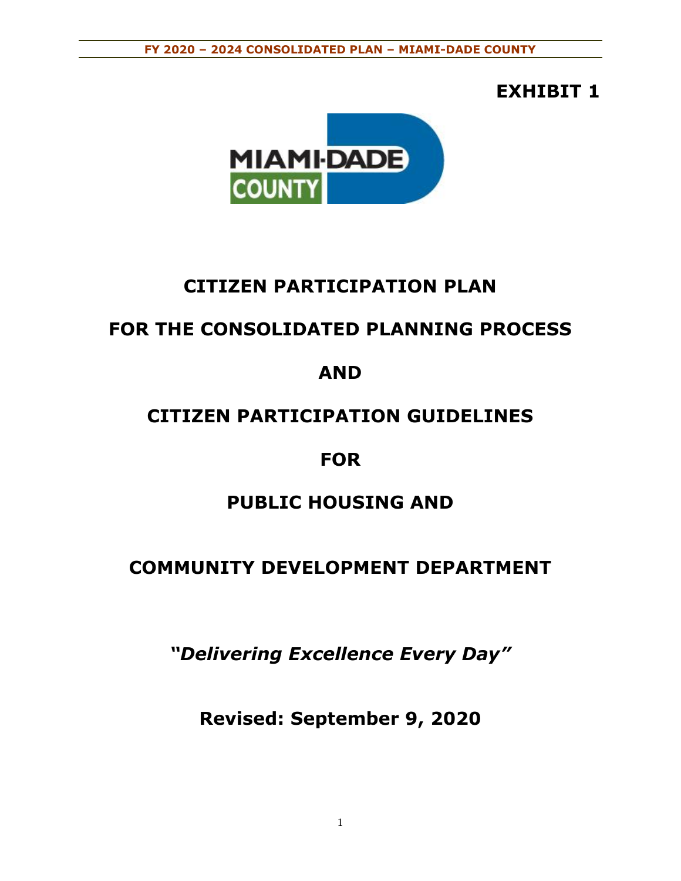**EXHIBIT 1**

MIAMI-DADE COUNTY

# CITIZEN PARTICIPATION PLAN

# FOR THE CONSOLIDATED PLANNING PROCESS

# AND

# CITIZEN PARTICIPATION GUIDELINES

# FOR

# PUBLIC HOUSING AND

# COMMUNITY DEVELOPMENT DEPARTMENT

***"Delivering Excellence Every Day"***

**Revised: September 9, 2020**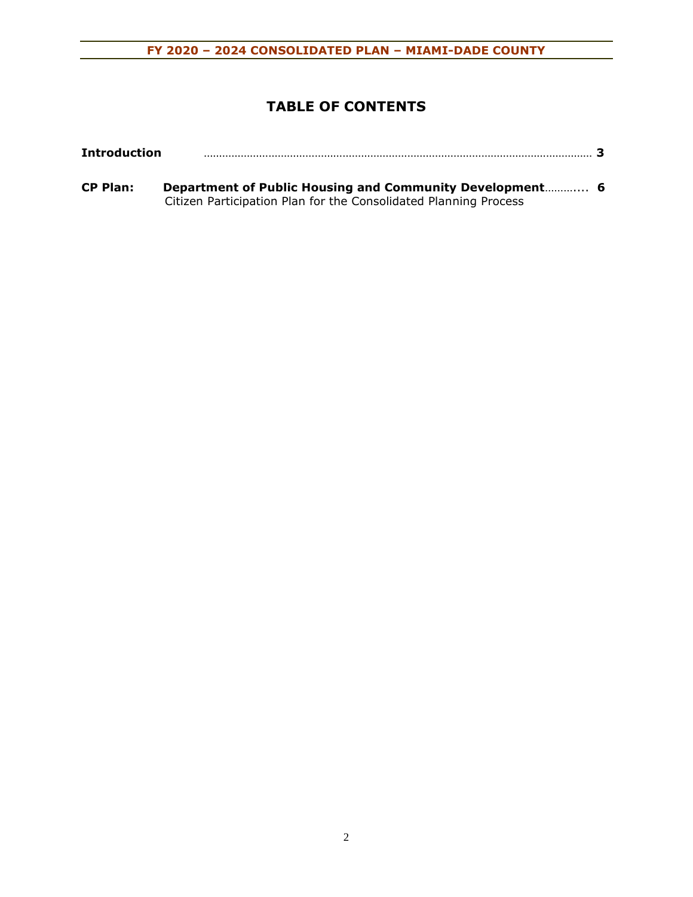# TABLE OF CONTENTS

**Introduction** ............................................................................................................................ **3**

**CP Plan:** **Department of Public Housing and Community Development**............ **6**
Citizen Participation Plan for the Consolidated Planning Process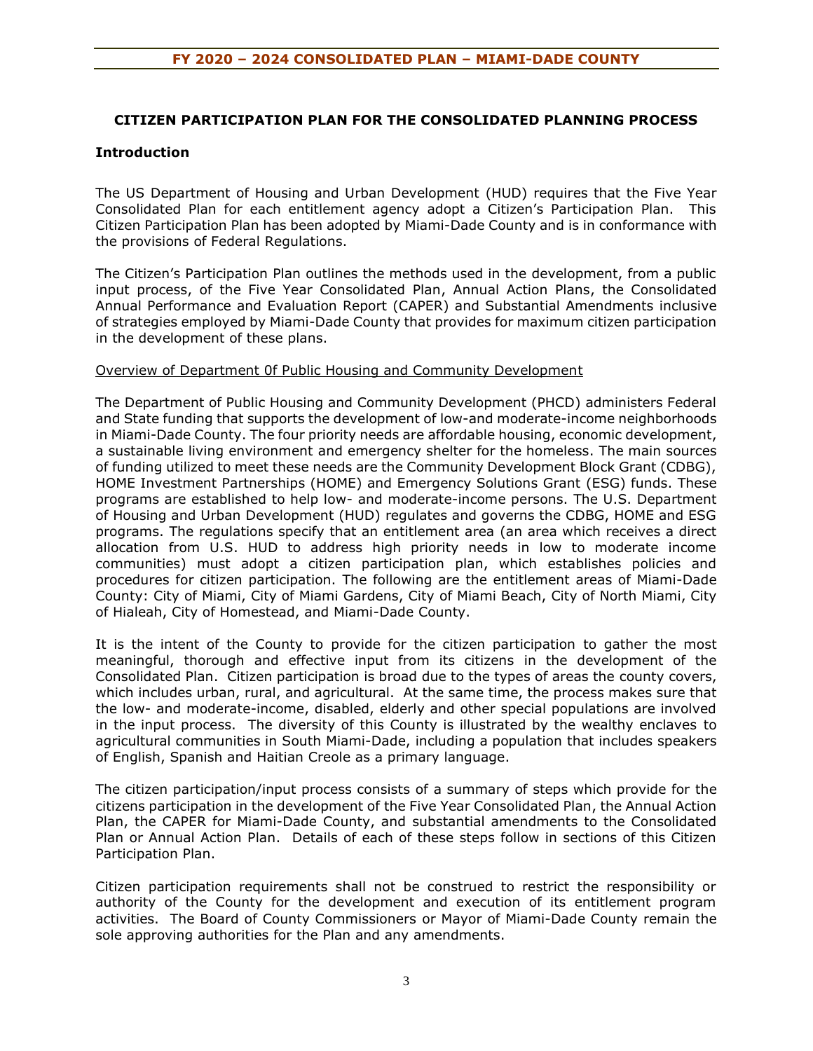## CITIZEN PARTICIPATION PLAN FOR THE CONSOLIDATED PLANNING PROCESS

### Introduction

The US Department of Housing and Urban Development (HUD) requires that the Five Year Consolidated Plan for each entitlement agency adopt a Citizen's Participation Plan. This Citizen Participation Plan has been adopted by Miami-Dade County and is in conformance with the provisions of Federal Regulations.

The Citizen's Participation Plan outlines the methods used in the development, from a public input process, of the Five Year Consolidated Plan, Annual Action Plans, the Consolidated Annual Performance and Evaluation Report (CAPER) and Substantial Amendments inclusive of strategies employed by Miami-Dade County that provides for maximum citizen participation in the development of these plans.

<u>Overview of Department 0f Public Housing and Community Development</u>

The Department of Public Housing and Community Development (PHCD) administers Federal and State funding that supports the development of low-and moderate-income neighborhoods in Miami-Dade County. The four priority needs are affordable housing, economic development, a sustainable living environment and emergency shelter for the homeless. The main sources of funding utilized to meet these needs are the Community Development Block Grant (CDBG), HOME Investment Partnerships (HOME) and Emergency Solutions Grant (ESG) funds. These programs are established to help low- and moderate-income persons. The U.S. Department of Housing and Urban Development (HUD) regulates and governs the CDBG, HOME and ESG programs. The regulations specify that an entitlement area (an area which receives a direct allocation from U.S. HUD to address high priority needs in low to moderate income communities) must adopt a citizen participation plan, which establishes policies and procedures for citizen participation. The following are the entitlement areas of Miami-Dade County: City of Miami, City of Miami Gardens, City of Miami Beach, City of North Miami, City of Hialeah, City of Homestead, and Miami-Dade County.

It is the intent of the County to provide for the citizen participation to gather the most meaningful, thorough and effective input from its citizens in the development of the Consolidated Plan. Citizen participation is broad due to the types of areas the county covers, which includes urban, rural, and agricultural. At the same time, the process makes sure that the low- and moderate-income, disabled, elderly and other special populations are involved in the input process. The diversity of this County is illustrated by the wealthy enclaves to agricultural communities in South Miami-Dade, including a population that includes speakers of English, Spanish and Haitian Creole as a primary language.

The citizen participation/input process consists of a summary of steps which provide for the citizens participation in the development of the Five Year Consolidated Plan, the Annual Action Plan, the CAPER for Miami-Dade County, and substantial amendments to the Consolidated Plan or Annual Action Plan. Details of each of these steps follow in sections of this Citizen Participation Plan.

Citizen participation requirements shall not be construed to restrict the responsibility or authority of the County for the development and execution of its entitlement program activities. The Board of County Commissioners or Mayor of Miami-Dade County remain the sole approving authorities for the Plan and any amendments.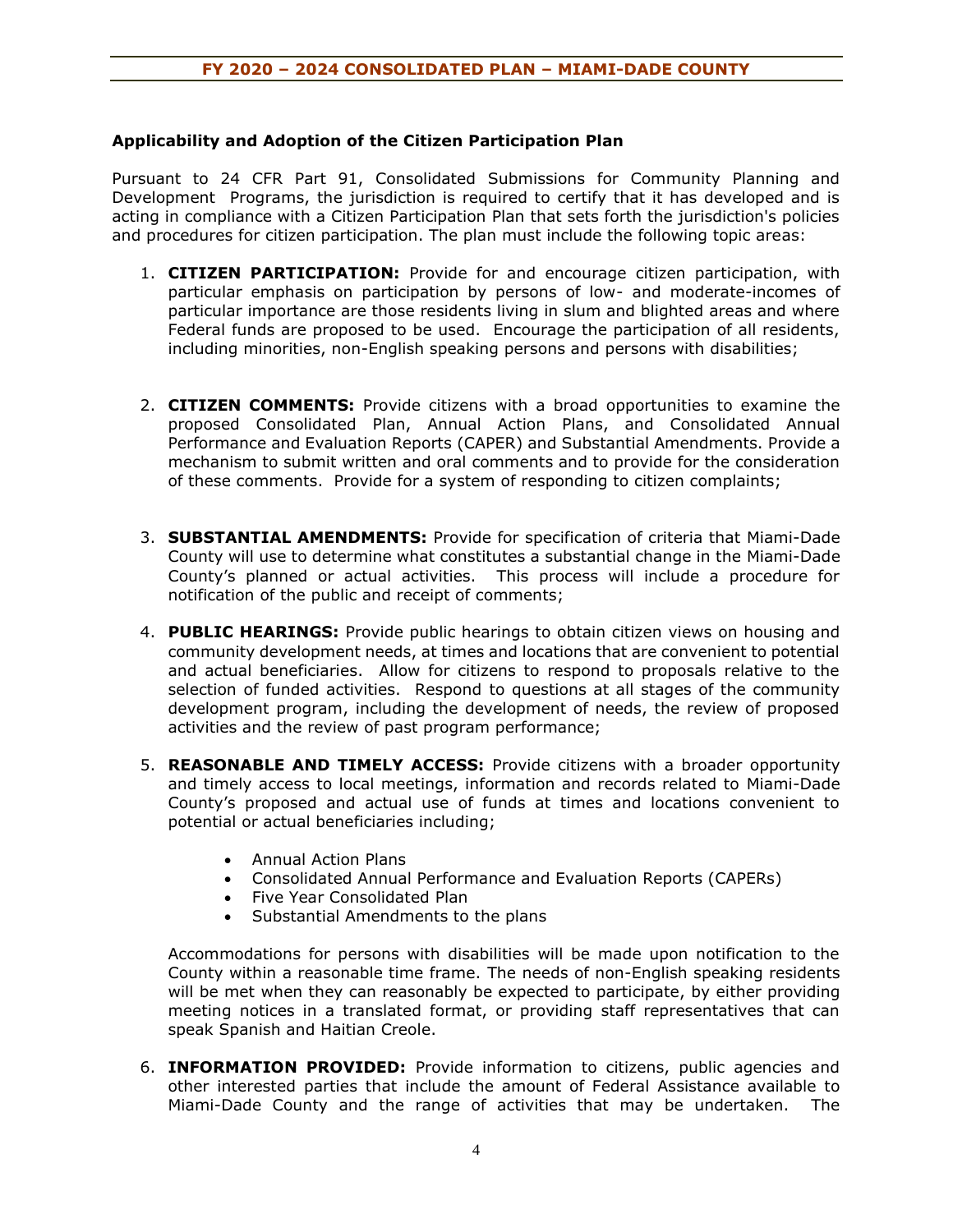### Applicability and Adoption of the Citizen Participation Plan

Pursuant to 24 CFR Part 91, Consolidated Submissions for Community Planning and Development Programs, the jurisdiction is required to certify that it has developed and is acting in compliance with a Citizen Participation Plan that sets forth the jurisdiction's policies and procedures for citizen participation. The plan must include the following topic areas:

1. **CITIZEN PARTICIPATION:** Provide for and encourage citizen participation, with particular emphasis on participation by persons of low- and moderate-incomes of particular importance are those residents living in slum and blighted areas and where Federal funds are proposed to be used. Encourage the participation of all residents, including minorities, non-English speaking persons and persons with disabilities;

2. **CITIZEN COMMENTS:** Provide citizens with a broad opportunities to examine the proposed Consolidated Plan, Annual Action Plans, and Consolidated Annual Performance and Evaluation Reports (CAPER) and Substantial Amendments. Provide a mechanism to submit written and oral comments and to provide for the consideration of these comments. Provide for a system of responding to citizen complaints;

3. **SUBSTANTIAL AMENDMENTS:** Provide for specification of criteria that Miami-Dade County will use to determine what constitutes a substantial change in the Miami-Dade County's planned or actual activities. This process will include a procedure for notification of the public and receipt of comments;

4. **PUBLIC HEARINGS:** Provide public hearings to obtain citizen views on housing and community development needs, at times and locations that are convenient to potential and actual beneficiaries. Allow for citizens to respond to proposals relative to the selection of funded activities. Respond to questions at all stages of the community development program, including the development of needs, the review of proposed activities and the review of past program performance;

5. **REASONABLE AND TIMELY ACCESS:** Provide citizens with a broader opportunity and timely access to local meetings, information and records related to Miami-Dade County's proposed and actual use of funds at times and locations convenient to potential or actual beneficiaries including;

   - Annual Action Plans
   - Consolidated Annual Performance and Evaluation Reports (CAPERs)
   - Five Year Consolidated Plan
   - Substantial Amendments to the plans

   Accommodations for persons with disabilities will be made upon notification to the County within a reasonable time frame. The needs of non-English speaking residents will be met when they can reasonably be expected to participate, by either providing meeting notices in a translated format, or providing staff representatives that can speak Spanish and Haitian Creole.

6. **INFORMATION PROVIDED:** Provide information to citizens, public agencies and other interested parties that include the amount of Federal Assistance available to Miami-Dade County and the range of activities that may be undertaken. The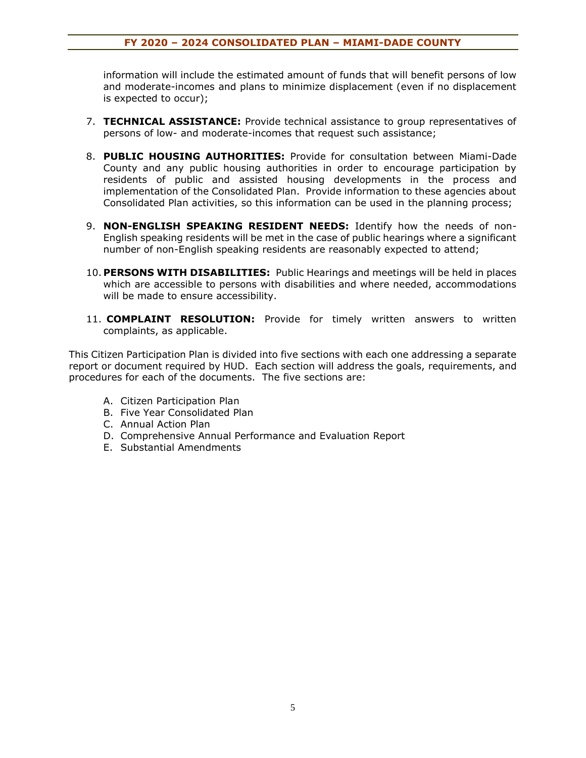information will include the estimated amount of funds that will benefit persons of low and moderate-incomes and plans to minimize displacement (even if no displacement is expected to occur);

7. **TECHNICAL ASSISTANCE:** Provide technical assistance to group representatives of persons of low- and moderate-incomes that request such assistance;

8. **PUBLIC HOUSING AUTHORITIES:** Provide for consultation between Miami-Dade County and any public housing authorities in order to encourage participation by residents of public and assisted housing developments in the process and implementation of the Consolidated Plan. Provide information to these agencies about Consolidated Plan activities, so this information can be used in the planning process;

9. **NON-ENGLISH SPEAKING RESIDENT NEEDS:** Identify how the needs of non-English speaking residents will be met in the case of public hearings where a significant number of non-English speaking residents are reasonably expected to attend;

10. **PERSONS WITH DISABILITIES:** Public Hearings and meetings will be held in places which are accessible to persons with disabilities and where needed, accommodations will be made to ensure accessibility.

11. **COMPLAINT RESOLUTION:** Provide for timely written answers to written complaints, as applicable.

This Citizen Participation Plan is divided into five sections with each one addressing a separate report or document required by HUD. Each section will address the goals, requirements, and procedures for each of the documents. The five sections are:

A. Citizen Participation Plan
B. Five Year Consolidated Plan
C. Annual Action Plan
D. Comprehensive Annual Performance and Evaluation Report
E. Substantial Amendments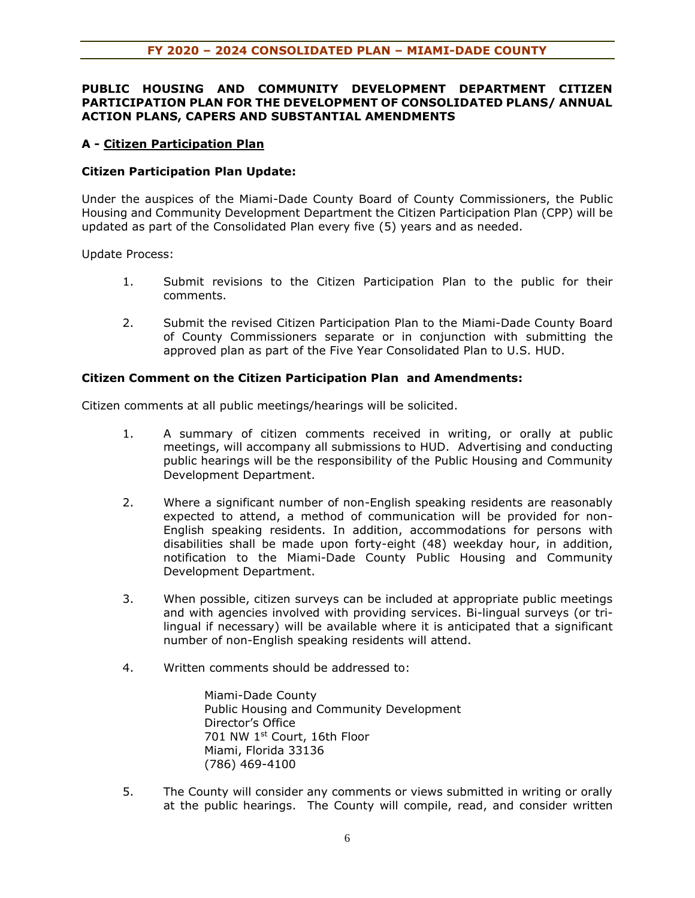**PUBLIC HOUSING AND COMMUNITY DEVELOPMENT DEPARTMENT CITIZEN PARTICIPATION PLAN FOR THE DEVELOPMENT OF CONSOLIDATED PLANS/ ANNUAL ACTION PLANS, CAPERS AND SUBSTANTIAL AMENDMENTS**

**A - <u>Citizen Participation Plan</u>**

**Citizen Participation Plan Update:**

Under the auspices of the Miami-Dade County Board of County Commissioners, the Public Housing and Community Development Department the Citizen Participation Plan (CPP) will be updated as part of the Consolidated Plan every five (5) years and as needed.

Update Process:

1. Submit revisions to the Citizen Participation Plan to the public for their comments.

2. Submit the revised Citizen Participation Plan to the Miami-Dade County Board of County Commissioners separate or in conjunction with submitting the approved plan as part of the Five Year Consolidated Plan to U.S. HUD.

**Citizen Comment on the Citizen Participation Plan and Amendments:**

Citizen comments at all public meetings/hearings will be solicited.

1. A summary of citizen comments received in writing, or orally at public meetings, will accompany all submissions to HUD. Advertising and conducting public hearings will be the responsibility of the Public Housing and Community Development Department.

2. Where a significant number of non-English speaking residents are reasonably expected to attend, a method of communication will be provided for non-English speaking residents. In addition, accommodations for persons with disabilities shall be made upon forty-eight (48) weekday hour, in addition, notification to the Miami-Dade County Public Housing and Community Development Department.

3. When possible, citizen surveys can be included at appropriate public meetings and with agencies involved with providing services. Bi-lingual surveys (or tri-lingual if necessary) will be available where it is anticipated that a significant number of non-English speaking residents will attend.

4. Written comments should be addressed to:

   Miami-Dade County
   Public Housing and Community Development
   Director's Office
   701 NW 1st Court, 16th Floor
   Miami, Florida 33136
   (786) 469-4100

5. The County will consider any comments or views submitted in writing or orally at the public hearings. The County will compile, read, and consider written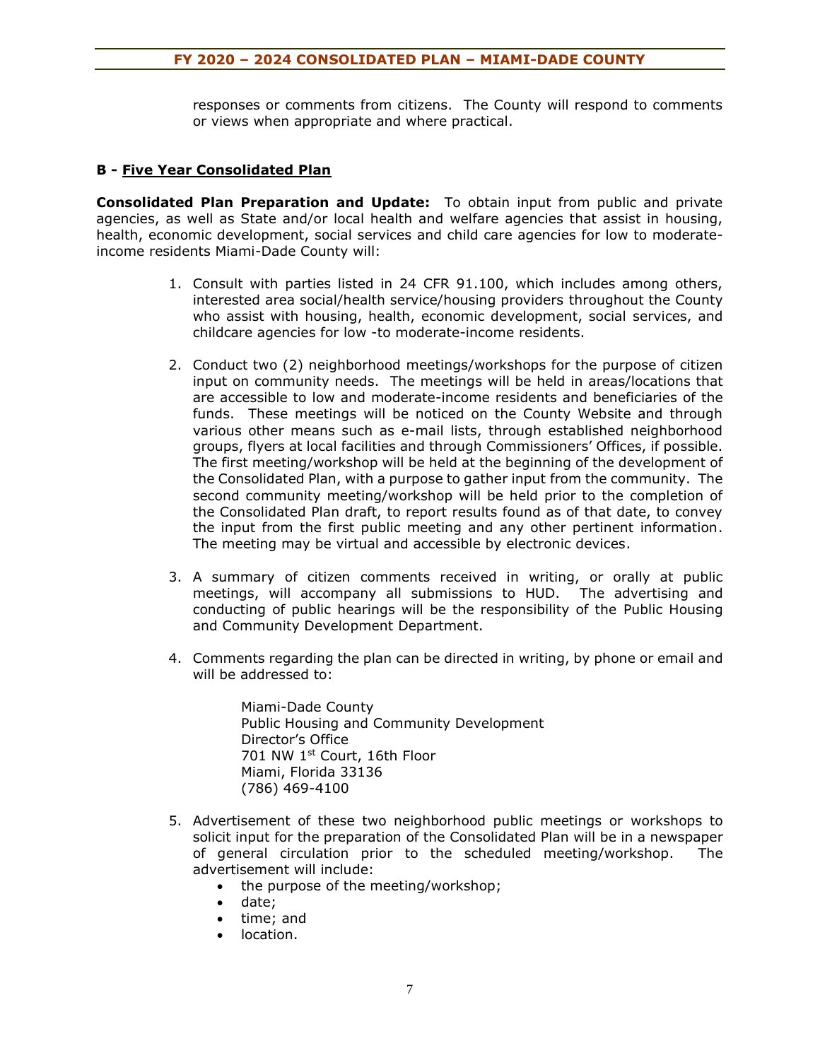responses or comments from citizens. The County will respond to comments or views when appropriate and where practical.

## B - Five Year Consolidated Plan

**Consolidated Plan Preparation and Update:** To obtain input from public and private agencies, as well as State and/or local health and welfare agencies that assist in housing, health, economic development, social services and child care agencies for low to moderate-income residents Miami-Dade County will:

1. Consult with parties listed in 24 CFR 91.100, which includes among others, interested area social/health service/housing providers throughout the County who assist with housing, health, economic development, social services, and childcare agencies for low -to moderate-income residents.

2. Conduct two (2) neighborhood meetings/workshops for the purpose of citizen input on community needs. The meetings will be held in areas/locations that are accessible to low and moderate-income residents and beneficiaries of the funds. These meetings will be noticed on the County Website and through various other means such as e-mail lists, through established neighborhood groups, flyers at local facilities and through Commissioners' Offices, if possible. The first meeting/workshop will be held at the beginning of the development of the Consolidated Plan, with a purpose to gather input from the community. The second community meeting/workshop will be held prior to the completion of the Consolidated Plan draft, to report results found as of that date, to convey the input from the first public meeting and any other pertinent information. The meeting may be virtual and accessible by electronic devices.

3. A summary of citizen comments received in writing, or orally at public meetings, will accompany all submissions to HUD. The advertising and conducting of public hearings will be the responsibility of the Public Housing and Community Development Department.

4. Comments regarding the plan can be directed in writing, by phone or email and will be addressed to:

   Miami-Dade County
   Public Housing and Community Development
   Director's Office
   701 NW 1st Court, 16th Floor
   Miami, Florida 33136
   (786) 469-4100

5. Advertisement of these two neighborhood public meetings or workshops to solicit input for the preparation of the Consolidated Plan will be in a newspaper of general circulation prior to the scheduled meeting/workshop. The advertisement will include:
   - the purpose of the meeting/workshop;
   - date;
   - time; and
   - location.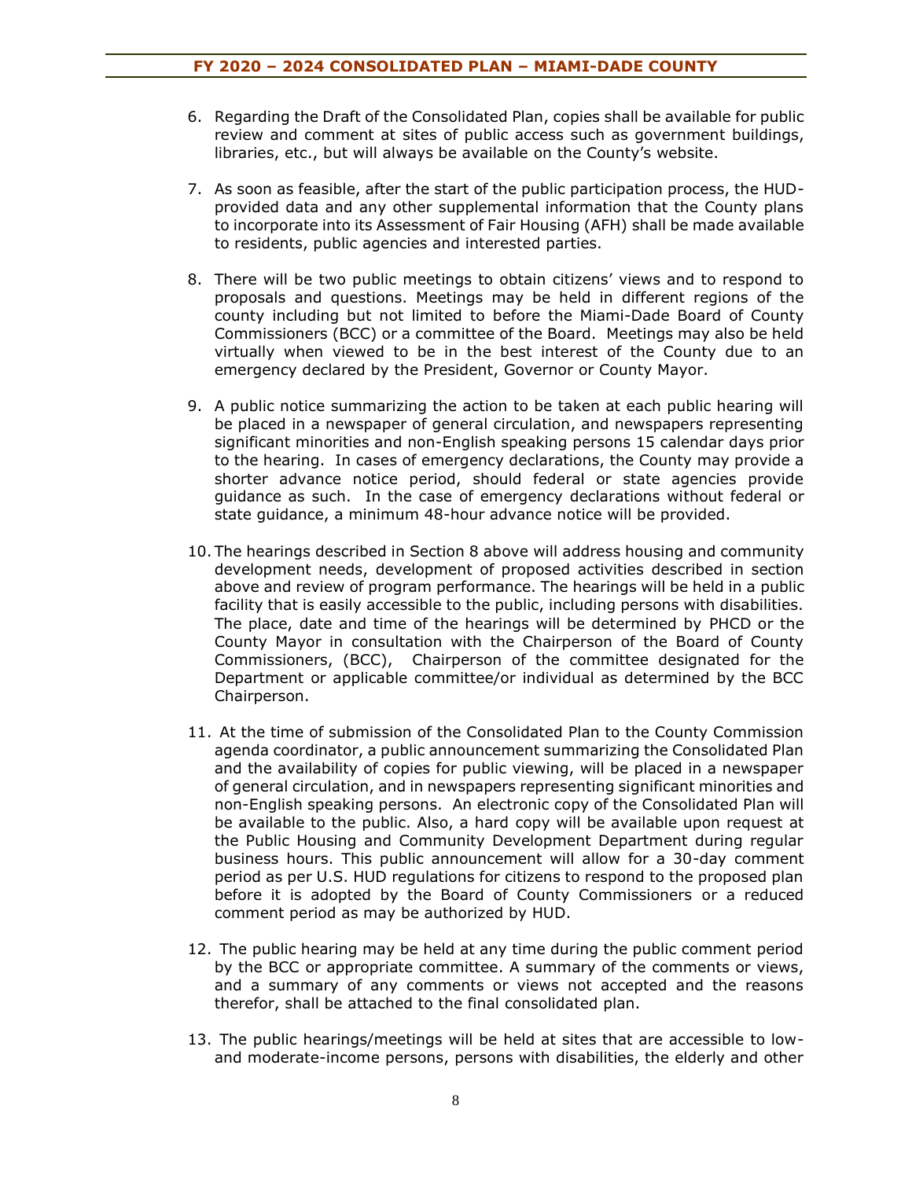6. Regarding the Draft of the Consolidated Plan, copies shall be available for public review and comment at sites of public access such as government buildings, libraries, etc., but will always be available on the County's website.

7. As soon as feasible, after the start of the public participation process, the HUD-provided data and any other supplemental information that the County plans to incorporate into its Assessment of Fair Housing (AFH) shall be made available to residents, public agencies and interested parties.

8. There will be two public meetings to obtain citizens' views and to respond to proposals and questions. Meetings may be held in different regions of the county including but not limited to before the Miami-Dade Board of County Commissioners (BCC) or a committee of the Board. Meetings may also be held virtually when viewed to be in the best interest of the County due to an emergency declared by the President, Governor or County Mayor.

9. A public notice summarizing the action to be taken at each public hearing will be placed in a newspaper of general circulation, and newspapers representing significant minorities and non-English speaking persons 15 calendar days prior to the hearing. In cases of emergency declarations, the County may provide a shorter advance notice period, should federal or state agencies provide guidance as such. In the case of emergency declarations without federal or state guidance, a minimum 48-hour advance notice will be provided.

10. The hearings described in Section 8 above will address housing and community development needs, development of proposed activities described in section above and review of program performance. The hearings will be held in a public facility that is easily accessible to the public, including persons with disabilities. The place, date and time of the hearings will be determined by PHCD or the County Mayor in consultation with the Chairperson of the Board of County Commissioners, (BCC), Chairperson of the committee designated for the Department or applicable committee/or individual as determined by the BCC Chairperson.

11. At the time of submission of the Consolidated Plan to the County Commission agenda coordinator, a public announcement summarizing the Consolidated Plan and the availability of copies for public viewing, will be placed in a newspaper of general circulation, and in newspapers representing significant minorities and non-English speaking persons. An electronic copy of the Consolidated Plan will be available to the public. Also, a hard copy will be available upon request at the Public Housing and Community Development Department during regular business hours. This public announcement will allow for a 30-day comment period as per U.S. HUD regulations for citizens to respond to the proposed plan before it is adopted by the Board of County Commissioners or a reduced comment period as may be authorized by HUD.

12. The public hearing may be held at any time during the public comment period by the BCC or appropriate committee. A summary of the comments or views, and a summary of any comments or views not accepted and the reasons therefor, shall be attached to the final consolidated plan.

13. The public hearings/meetings will be held at sites that are accessible to low- and moderate-income persons, persons with disabilities, the elderly and other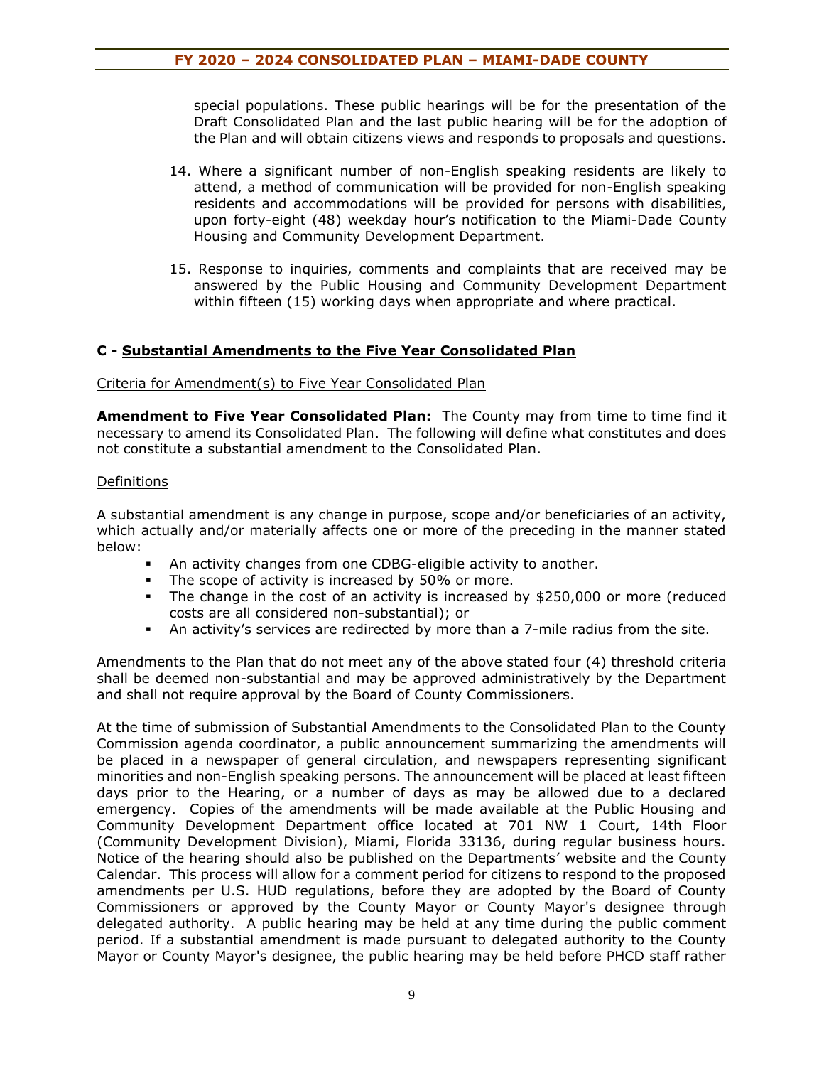special populations. These public hearings will be for the presentation of the Draft Consolidated Plan and the last public hearing will be for the adoption of the Plan and will obtain citizens views and responds to proposals and questions.

14. Where a significant number of non-English speaking residents are likely to attend, a method of communication will be provided for non-English speaking residents and accommodations will be provided for persons with disabilities, upon forty-eight (48) weekday hour's notification to the Miami-Dade County Housing and Community Development Department.

15. Response to inquiries, comments and complaints that are received may be answered by the Public Housing and Community Development Department within fifteen (15) working days when appropriate and where practical.

## C - <u>Substantial Amendments to the Five Year Consolidated Plan</u>

<u>Criteria for Amendment(s) to Five Year Consolidated Plan</u>

**Amendment to Five Year Consolidated Plan:** The County may from time to time find it necessary to amend its Consolidated Plan. The following will define what constitutes and does not constitute a substantial amendment to the Consolidated Plan.

<u>Definitions</u>

A substantial amendment is any change in purpose, scope and/or beneficiaries of an activity, which actually and/or materially affects one or more of the preceding in the manner stated below:

- An activity changes from one CDBG-eligible activity to another.
- The scope of activity is increased by 50% or more.
- The change in the cost of an activity is increased by $250,000 or more (reduced costs are all considered non-substantial); or
- An activity's services are redirected by more than a 7-mile radius from the site.

Amendments to the Plan that do not meet any of the above stated four (4) threshold criteria shall be deemed non-substantial and may be approved administratively by the Department and shall not require approval by the Board of County Commissioners.

At the time of submission of Substantial Amendments to the Consolidated Plan to the County Commission agenda coordinator, a public announcement summarizing the amendments will be placed in a newspaper of general circulation, and newspapers representing significant minorities and non-English speaking persons. The announcement will be placed at least fifteen days prior to the Hearing, or a number of days as may be allowed due to a declared emergency. Copies of the amendments will be made available at the Public Housing and Community Development Department office located at 701 NW 1 Court, 14th Floor (Community Development Division), Miami, Florida 33136, during regular business hours. Notice of the hearing should also be published on the Departments' website and the County Calendar. This process will allow for a comment period for citizens to respond to the proposed amendments per U.S. HUD regulations, before they are adopted by the Board of County Commissioners or approved by the County Mayor or County Mayor's designee through delegated authority. A public hearing may be held at any time during the public comment period. If a substantial amendment is made pursuant to delegated authority to the County Mayor or County Mayor's designee, the public hearing may be held before PHCD staff rather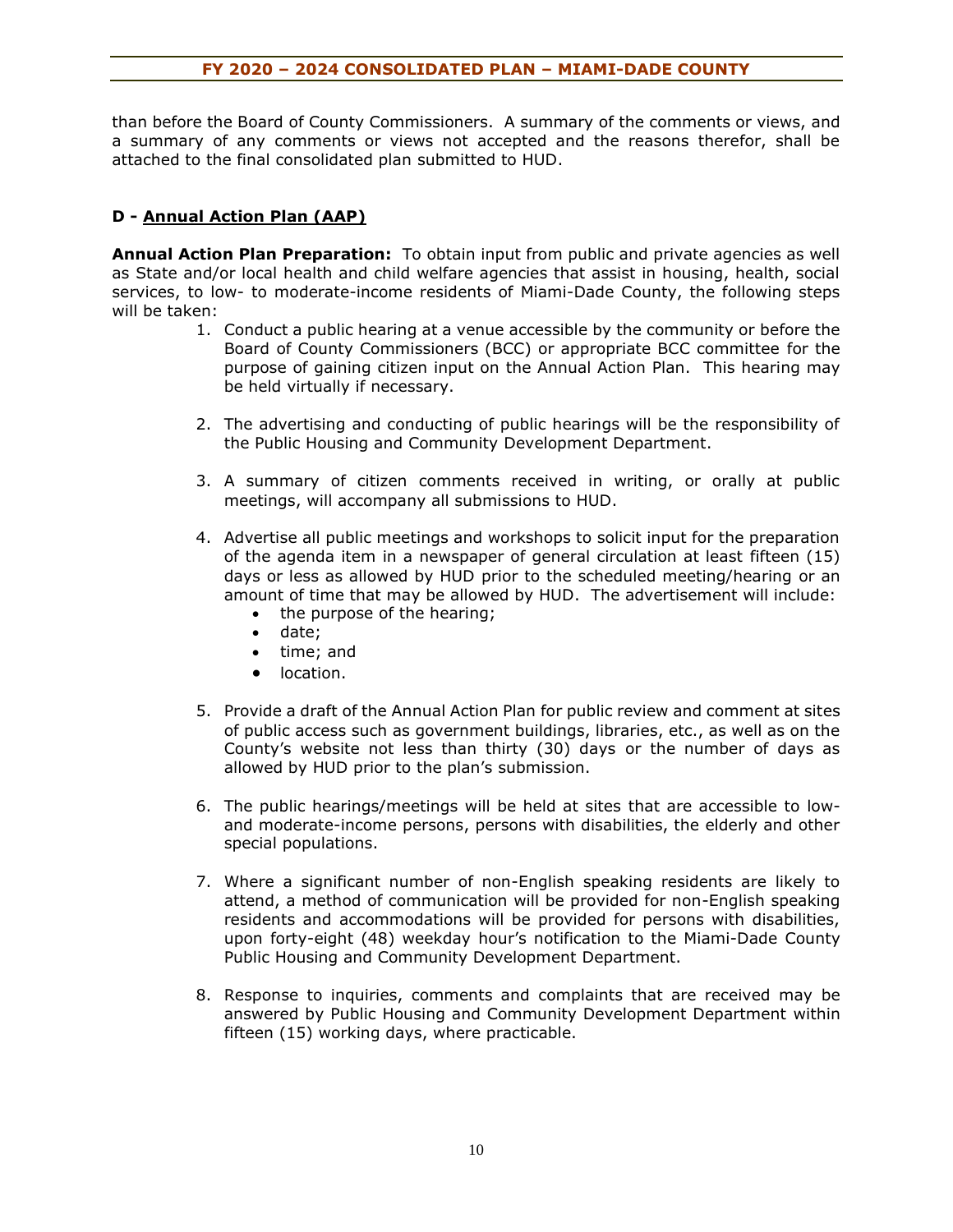than before the Board of County Commissioners. A summary of the comments or views, and a summary of any comments or views not accepted and the reasons therefor, shall be attached to the final consolidated plan submitted to HUD.

### D - <u>Annual Action Plan (AAP)</u>

**Annual Action Plan Preparation:** To obtain input from public and private agencies as well as State and/or local health and child welfare agencies that assist in housing, health, social services, to low- to moderate-income residents of Miami-Dade County, the following steps will be taken:

1. Conduct a public hearing at a venue accessible by the community or before the Board of County Commissioners (BCC) or appropriate BCC committee for the purpose of gaining citizen input on the Annual Action Plan. This hearing may be held virtually if necessary.

2. The advertising and conducting of public hearings will be the responsibility of the Public Housing and Community Development Department.

3. A summary of citizen comments received in writing, or orally at public meetings, will accompany all submissions to HUD.

4. Advertise all public meetings and workshops to solicit input for the preparation of the agenda item in a newspaper of general circulation at least fifteen (15) days or less as allowed by HUD prior to the scheduled meeting/hearing or an amount of time that may be allowed by HUD. The advertisement will include:
   - the purpose of the hearing;
   - date;
   - time; and
   - location.

5. Provide a draft of the Annual Action Plan for public review and comment at sites of public access such as government buildings, libraries, etc., as well as on the County's website not less than thirty (30) days or the number of days as allowed by HUD prior to the plan's submission.

6. The public hearings/meetings will be held at sites that are accessible to low- and moderate-income persons, persons with disabilities, the elderly and other special populations.

7. Where a significant number of non-English speaking residents are likely to attend, a method of communication will be provided for non-English speaking residents and accommodations will be provided for persons with disabilities, upon forty-eight (48) weekday hour's notification to the Miami-Dade County Public Housing and Community Development Department.

8. Response to inquiries, comments and complaints that are received may be answered by Public Housing and Community Development Department within fifteen (15) working days, where practicable.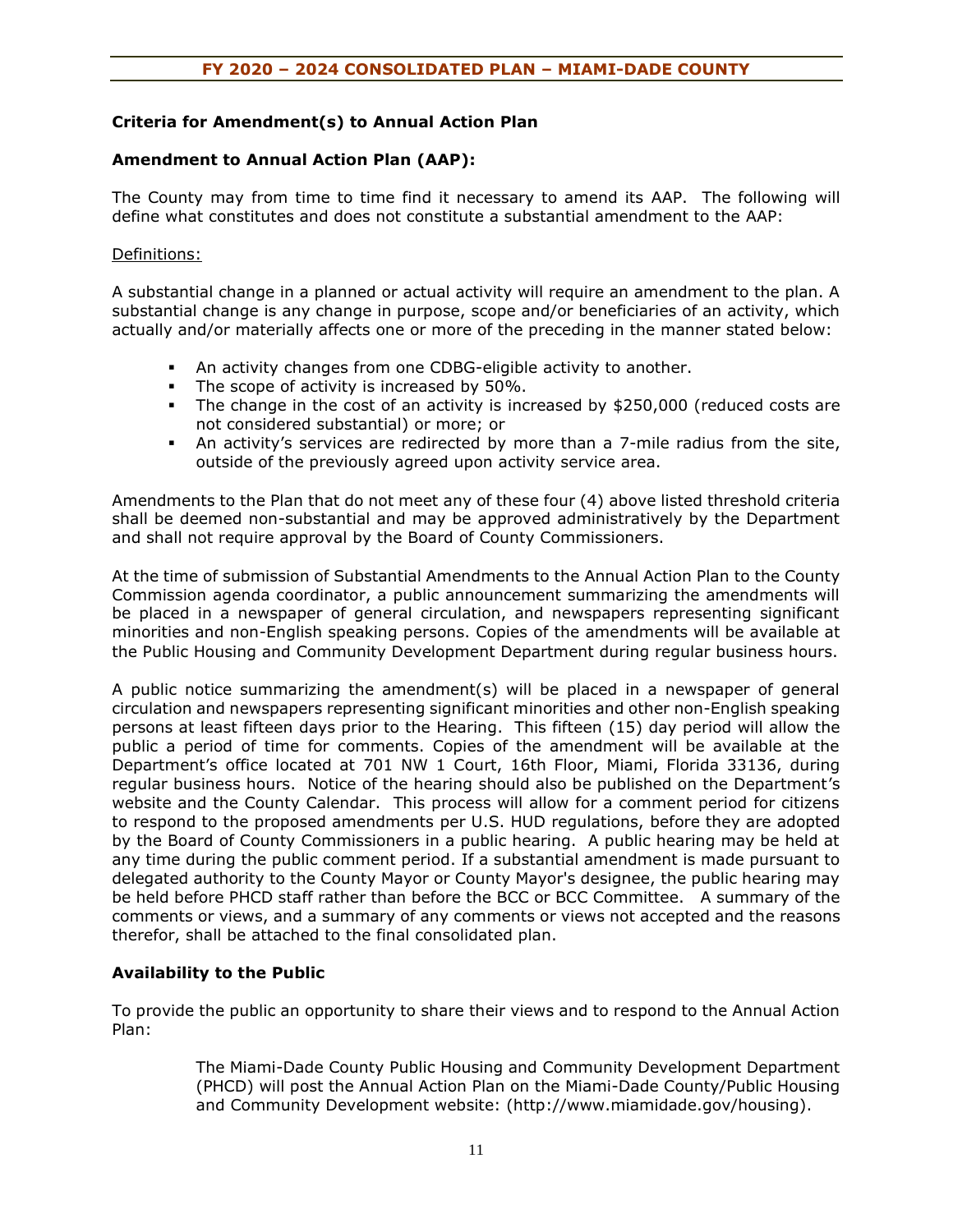### Criteria for Amendment(s) to Annual Action Plan

### Amendment to Annual Action Plan (AAP):

The County may from time to time find it necessary to amend its AAP. The following will define what constitutes and does not constitute a substantial amendment to the AAP:

Definitions:

A substantial change in a planned or actual activity will require an amendment to the plan. A substantial change is any change in purpose, scope and/or beneficiaries of an activity, which actually and/or materially affects one or more of the preceding in the manner stated below:

- An activity changes from one CDBG-eligible activity to another.
- The scope of activity is increased by 50%.
- The change in the cost of an activity is increased by $250,000 (reduced costs are not considered substantial) or more; or
- An activity's services are redirected by more than a 7-mile radius from the site, outside of the previously agreed upon activity service area.

Amendments to the Plan that do not meet any of these four (4) above listed threshold criteria shall be deemed non-substantial and may be approved administratively by the Department and shall not require approval by the Board of County Commissioners.

At the time of submission of Substantial Amendments to the Annual Action Plan to the County Commission agenda coordinator, a public announcement summarizing the amendments will be placed in a newspaper of general circulation, and newspapers representing significant minorities and non-English speaking persons. Copies of the amendments will be available at the Public Housing and Community Development Department during regular business hours.

A public notice summarizing the amendment(s) will be placed in a newspaper of general circulation and newspapers representing significant minorities and other non-English speaking persons at least fifteen days prior to the Hearing. This fifteen (15) day period will allow the public a period of time for comments. Copies of the amendment will be available at the Department's office located at 701 NW 1 Court, 16th Floor, Miami, Florida 33136, during regular business hours. Notice of the hearing should also be published on the Department's website and the County Calendar. This process will allow for a comment period for citizens to respond to the proposed amendments per U.S. HUD regulations, before they are adopted by the Board of County Commissioners in a public hearing. A public hearing may be held at any time during the public comment period. If a substantial amendment is made pursuant to delegated authority to the County Mayor or County Mayor's designee, the public hearing may be held before PHCD staff rather than before the BCC or BCC Committee. A summary of the comments or views, and a summary of any comments or views not accepted and the reasons therefor, shall be attached to the final consolidated plan.

### Availability to the Public

To provide the public an opportunity to share their views and to respond to the Annual Action Plan:

> The Miami-Dade County Public Housing and Community Development Department (PHCD) will post the Annual Action Plan on the Miami-Dade County/Public Housing and Community Development website: (http://www.miamidade.gov/housing).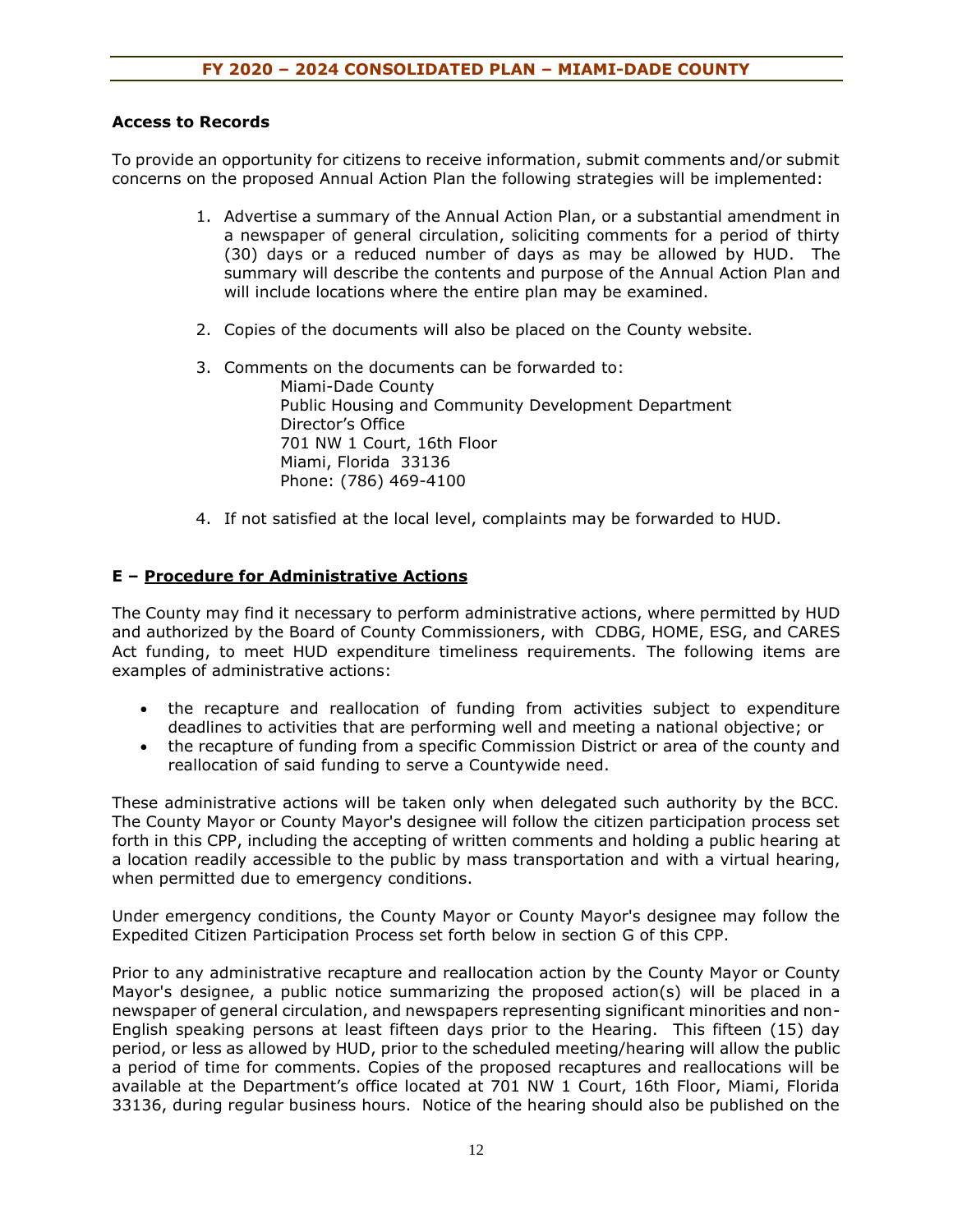### Access to Records

To provide an opportunity for citizens to receive information, submit comments and/or submit concerns on the proposed Annual Action Plan the following strategies will be implemented:

1. Advertise a summary of the Annual Action Plan, or a substantial amendment in a newspaper of general circulation, soliciting comments for a period of thirty (30) days or a reduced number of days as may be allowed by HUD. The summary will describe the contents and purpose of the Annual Action Plan and will include locations where the entire plan may be examined.

2. Copies of the documents will also be placed on the County website.

3. Comments on the documents can be forwarded to:
   Miami-Dade County
   Public Housing and Community Development Department
   Director's Office
   701 NW 1 Court, 16th Floor
   Miami, Florida 33136
   Phone: (786) 469-4100

4. If not satisfied at the local level, complaints may be forwarded to HUD.

### E – Procedure for Administrative Actions

The County may find it necessary to perform administrative actions, where permitted by HUD and authorized by the Board of County Commissioners, with CDBG, HOME, ESG, and CARES Act funding, to meet HUD expenditure timeliness requirements. The following items are examples of administrative actions:

- the recapture and reallocation of funding from activities subject to expenditure deadlines to activities that are performing well and meeting a national objective; or
- the recapture of funding from a specific Commission District or area of the county and reallocation of said funding to serve a Countywide need.

These administrative actions will be taken only when delegated such authority by the BCC. The County Mayor or County Mayor's designee will follow the citizen participation process set forth in this CPP, including the accepting of written comments and holding a public hearing at a location readily accessible to the public by mass transportation and with a virtual hearing, when permitted due to emergency conditions.

Under emergency conditions, the County Mayor or County Mayor's designee may follow the Expedited Citizen Participation Process set forth below in section G of this CPP.

Prior to any administrative recapture and reallocation action by the County Mayor or County Mayor's designee, a public notice summarizing the proposed action(s) will be placed in a newspaper of general circulation, and newspapers representing significant minorities and non-English speaking persons at least fifteen days prior to the Hearing. This fifteen (15) day period, or less as allowed by HUD, prior to the scheduled meeting/hearing will allow the public a period of time for comments. Copies of the proposed recaptures and reallocations will be available at the Department's office located at 701 NW 1 Court, 16th Floor, Miami, Florida 33136, during regular business hours. Notice of the hearing should also be published on the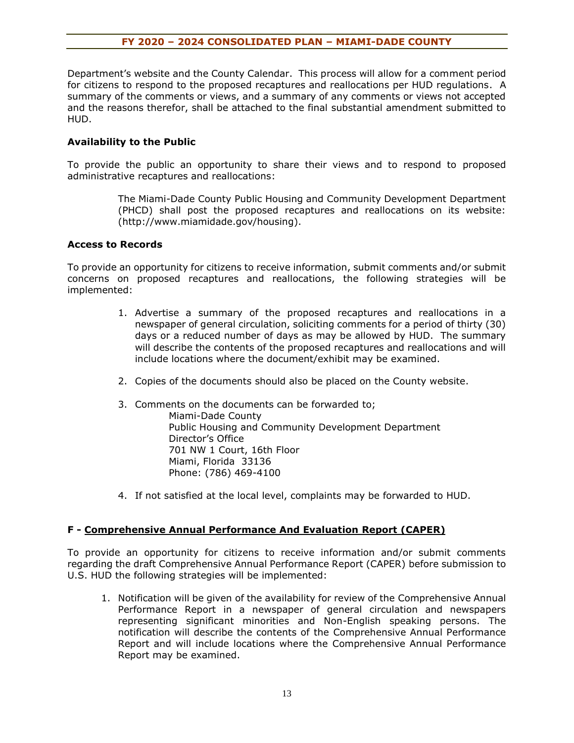Department's website and the County Calendar. This process will allow for a comment period for citizens to respond to the proposed recaptures and reallocations per HUD regulations. A summary of the comments or views, and a summary of any comments or views not accepted and the reasons therefor, shall be attached to the final substantial amendment submitted to HUD.

**Availability to the Public**

To provide the public an opportunity to share their views and to respond to proposed administrative recaptures and reallocations:

> The Miami-Dade County Public Housing and Community Development Department (PHCD) shall post the proposed recaptures and reallocations on its website: (http://www.miamidade.gov/housing).

**Access to Records**

To provide an opportunity for citizens to receive information, submit comments and/or submit concerns on proposed recaptures and reallocations, the following strategies will be implemented:

1. Advertise a summary of the proposed recaptures and reallocations in a newspaper of general circulation, soliciting comments for a period of thirty (30) days or a reduced number of days as may be allowed by HUD. The summary will describe the contents of the proposed recaptures and reallocations and will include locations where the document/exhibit may be examined.

2. Copies of the documents should also be placed on the County website.

3. Comments on the documents can be forwarded to;
   Miami-Dade County
   Public Housing and Community Development Department
   Director's Office
   701 NW 1 Court, 16th Floor
   Miami, Florida 33136
   Phone: (786) 469-4100

4. If not satisfied at the local level, complaints may be forwarded to HUD.

**F - Comprehensive Annual Performance And Evaluation Report (CAPER)**

To provide an opportunity for citizens to receive information and/or submit comments regarding the draft Comprehensive Annual Performance Report (CAPER) before submission to U.S. HUD the following strategies will be implemented:

1. Notification will be given of the availability for review of the Comprehensive Annual Performance Report in a newspaper of general circulation and newspapers representing significant minorities and Non-English speaking persons. The notification will describe the contents of the Comprehensive Annual Performance Report and will include locations where the Comprehensive Annual Performance Report may be examined.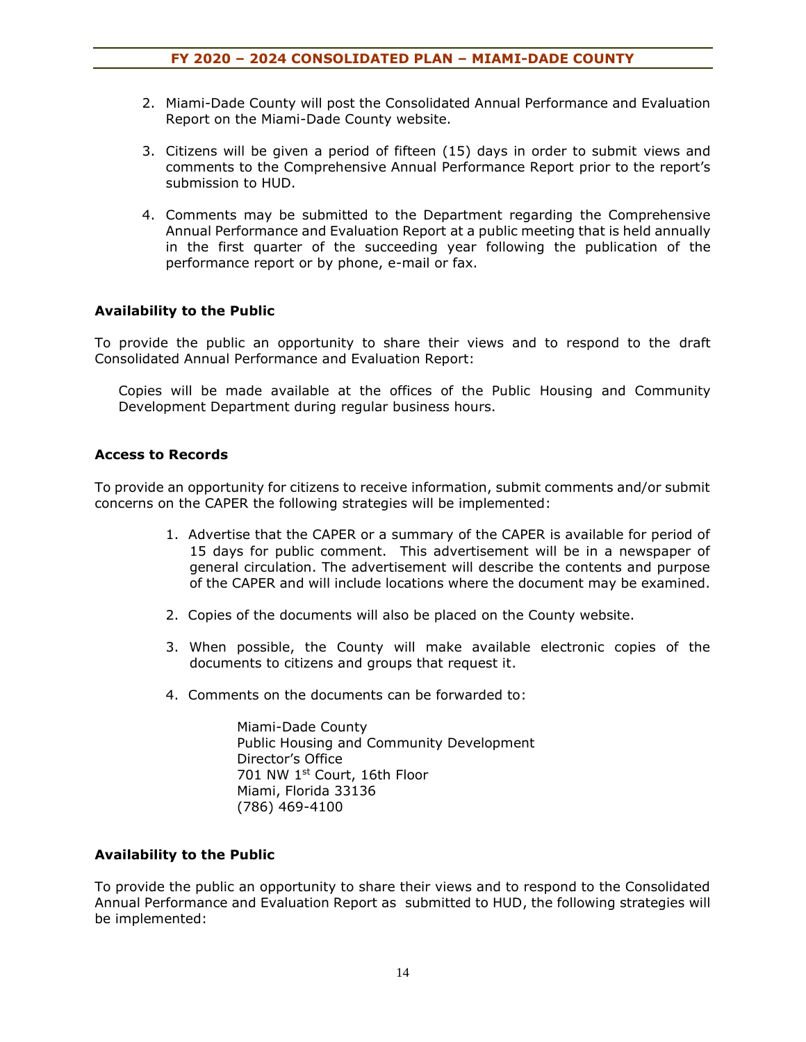2. Miami-Dade County will post the Consolidated Annual Performance and Evaluation Report on the Miami-Dade County website.

3. Citizens will be given a period of fifteen (15) days in order to submit views and comments to the Comprehensive Annual Performance Report prior to the report's submission to HUD.

4. Comments may be submitted to the Department regarding the Comprehensive Annual Performance and Evaluation Report at a public meeting that is held annually in the first quarter of the succeeding year following the publication of the performance report or by phone, e-mail or fax.

**Availability to the Public**

To provide the public an opportunity to share their views and to respond to the draft Consolidated Annual Performance and Evaluation Report:

Copies will be made available at the offices of the Public Housing and Community Development Department during regular business hours.

**Access to Records**

To provide an opportunity for citizens to receive information, submit comments and/or submit concerns on the CAPER the following strategies will be implemented:

1. Advertise that the CAPER or a summary of the CAPER is available for period of 15 days for public comment. This advertisement will be in a newspaper of general circulation. The advertisement will describe the contents and purpose of the CAPER and will include locations where the document may be examined.

2. Copies of the documents will also be placed on the County website.

3. When possible, the County will make available electronic copies of the documents to citizens and groups that request it.

4. Comments on the documents can be forwarded to:

   Miami-Dade County
   Public Housing and Community Development
   Director's Office
   701 NW 1st Court, 16th Floor
   Miami, Florida 33136
   (786) 469-4100

**Availability to the Public**

To provide the public an opportunity to share their views and to respond to the Consolidated Annual Performance and Evaluation Report as submitted to HUD, the following strategies will be implemented: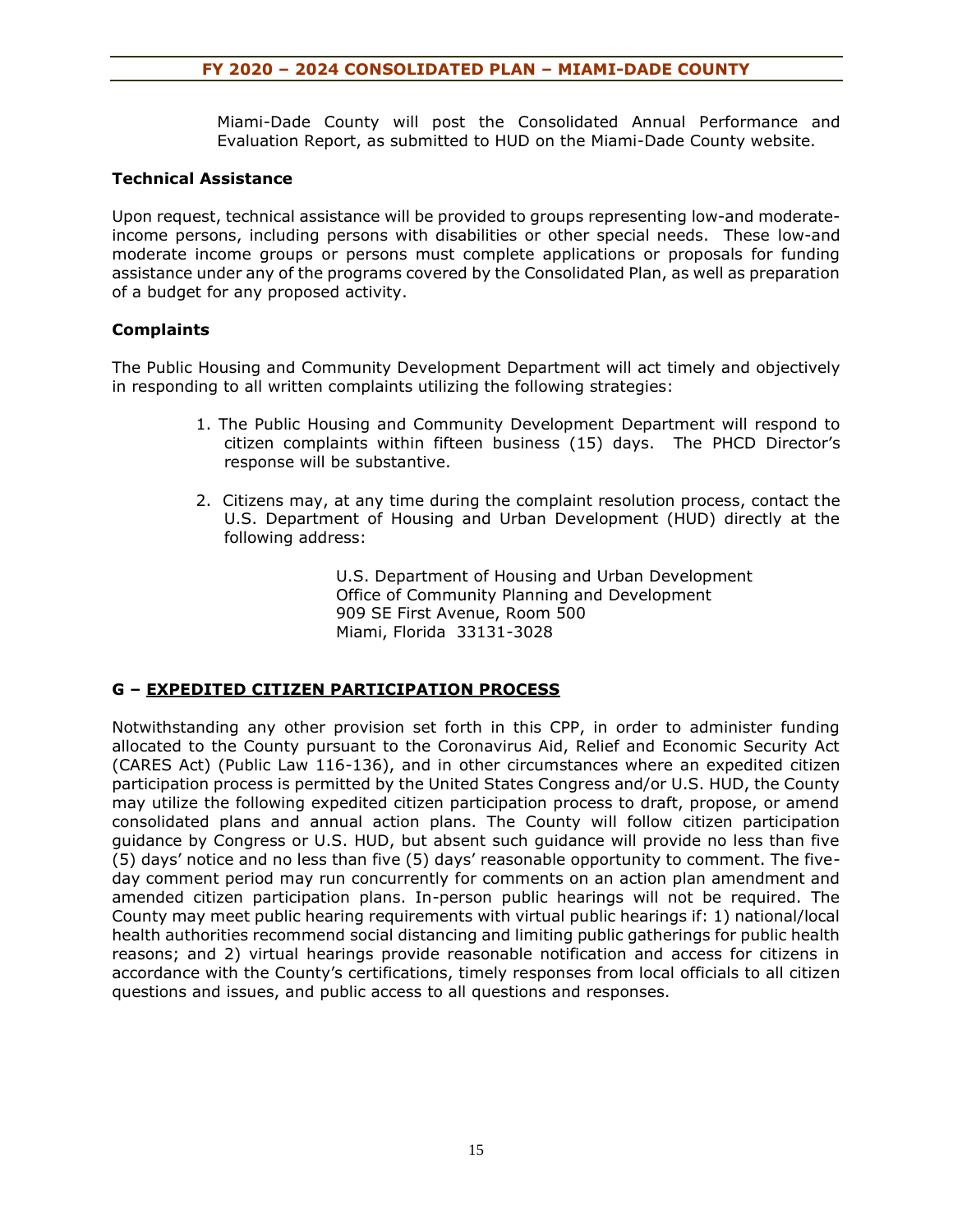Miami-Dade County will post the Consolidated Annual Performance and Evaluation Report, as submitted to HUD on the Miami-Dade County website.

**Technical Assistance**

Upon request, technical assistance will be provided to groups representing low-and moderate-income persons, including persons with disabilities or other special needs. These low-and moderate income groups or persons must complete applications or proposals for funding assistance under any of the programs covered by the Consolidated Plan, as well as preparation of a budget for any proposed activity.

**Complaints**

The Public Housing and Community Development Department will act timely and objectively in responding to all written complaints utilizing the following strategies:

1. The Public Housing and Community Development Department will respond to citizen complaints within fifteen business (15) days. The PHCD Director's response will be substantive.

2. Citizens may, at any time during the complaint resolution process, contact the U.S. Department of Housing and Urban Development (HUD) directly at the following address:

   U.S. Department of Housing and Urban Development
   Office of Community Planning and Development
   909 SE First Avenue, Room 500
   Miami, Florida 33131-3028

## G – <u>EXPEDITED CITIZEN PARTICIPATION PROCESS</u>

Notwithstanding any other provision set forth in this CPP, in order to administer funding allocated to the County pursuant to the Coronavirus Aid, Relief and Economic Security Act (CARES Act) (Public Law 116-136), and in other circumstances where an expedited citizen participation process is permitted by the United States Congress and/or U.S. HUD, the County may utilize the following expedited citizen participation process to draft, propose, or amend consolidated plans and annual action plans. The County will follow citizen participation guidance by Congress or U.S. HUD, but absent such guidance will provide no less than five (5) days' notice and no less than five (5) days' reasonable opportunity to comment. The five-day comment period may run concurrently for comments on an action plan amendment and amended citizen participation plans. In-person public hearings will not be required. The County may meet public hearing requirements with virtual public hearings if: 1) national/local health authorities recommend social distancing and limiting public gatherings for public health reasons; and 2) virtual hearings provide reasonable notification and access for citizens in accordance with the County's certifications, timely responses from local officials to all citizen questions and issues, and public access to all questions and responses.